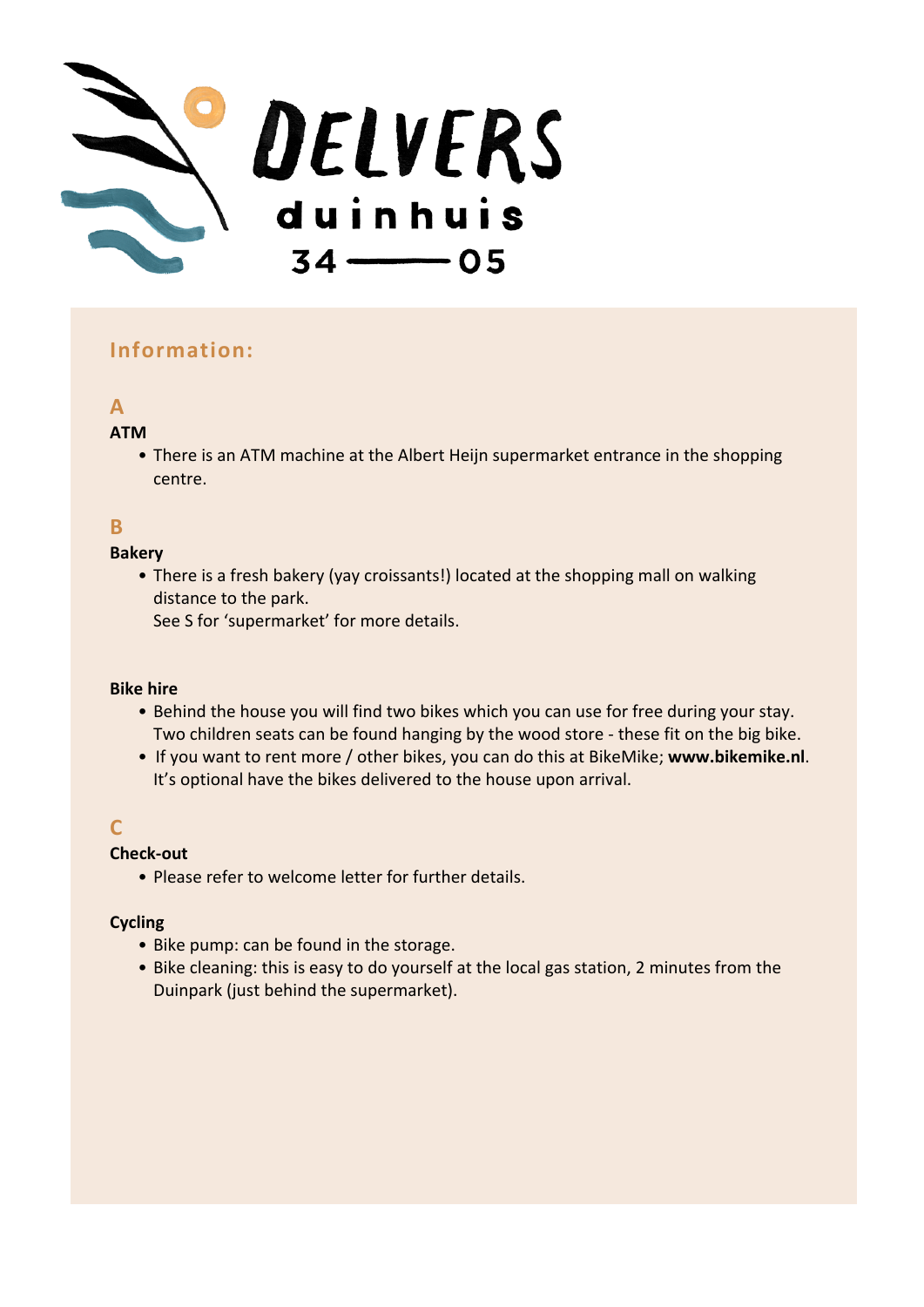# DELVERS

duinhuis

34 —— 05

## Information:

### A

**ATM**

- There is an ATM machine at the Albert Heijn supermarket entrance in the shopping centre.

### B

**Bakery**

- There is a fresh bakery (yay croissants!) located at the shopping mall on walking distance to the park.
  See S for 'supermarket' for more details.

**Bike hire**

- Behind the house you will find two bikes which you can use for free during your stay. Two children seats can be found hanging by the wood store - these fit on the big bike.
- If you want to rent more / other bikes, you can do this at BikeMike; **www.bikemike.nl**. It's optional have the bikes delivered to the house upon arrival.

### C

**Check-out**

- Please refer to welcome letter for further details.

**Cycling**

- Bike pump: can be found in the storage.
- Bike cleaning: this is easy to do yourself at the local gas station, 2 minutes from the Duinpark (just behind the supermarket).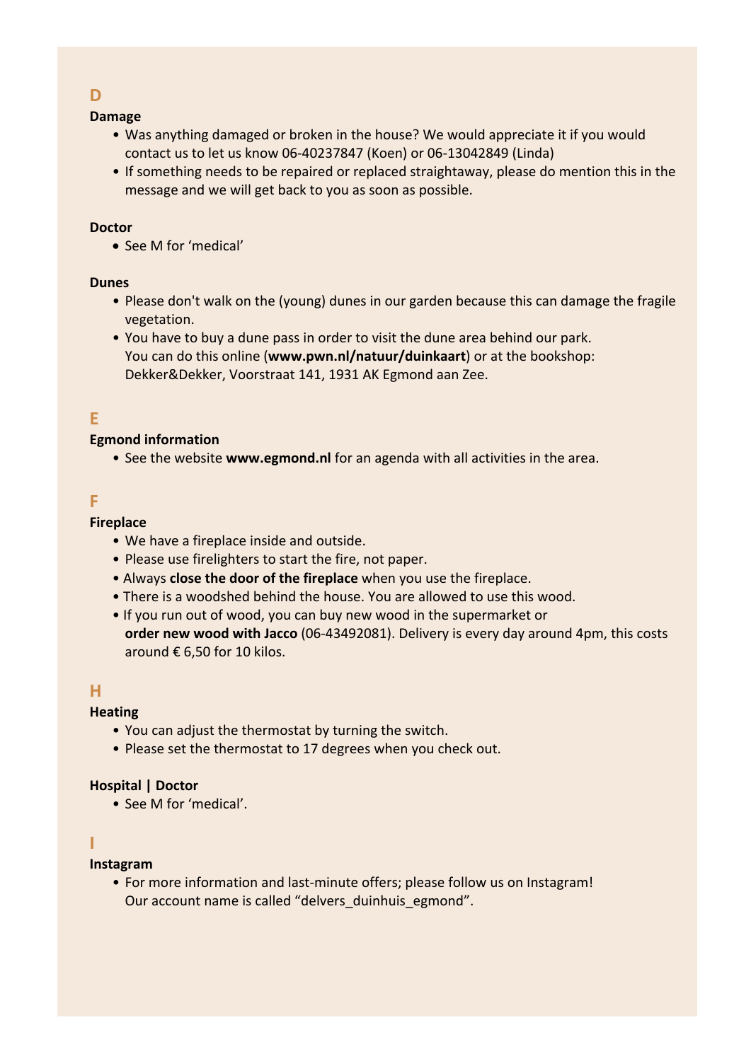## D

### Damage

- Was anything damaged or broken in the house? We would appreciate it if you would contact us to let us know 06-40237847 (Koen) or 06-13042849 (Linda)
- If something needs to be repaired or replaced straightaway, please do mention this in the message and we will get back to you as soon as possible.

### Doctor

- See M for 'medical'

### Dunes

- Please don't walk on the (young) dunes in our garden because this can damage the fragile vegetation.
- You have to buy a dune pass in order to visit the dune area behind our park. You can do this online (**www.pwn.nl/natuur/duinkaart**) or at the bookshop: Dekker&Dekker, Voorstraat 141, 1931 AK Egmond aan Zee.

## E

### Egmond information

- See the website **www.egmond.nl** for an agenda with all activities in the area.

## F

### Fireplace

- We have a fireplace inside and outside.
- Please use firelighters to start the fire, not paper.
- Always **close the door of the fireplace** when you use the fireplace.
- There is a woodshed behind the house. You are allowed to use this wood.
- If you run out of wood, you can buy new wood in the supermarket or **order new wood with Jacco** (06-43492081). Delivery is every day around 4pm, this costs around € 6,50 for 10 kilos.

## H

### Heating

- You can adjust the thermostat by turning the switch.
- Please set the thermostat to 17 degrees when you check out.

### Hospital | Doctor

- See M for 'medical'.

## I

### Instagram

- For more information and last-minute offers; please follow us on Instagram! Our account name is called "delvers_duinhuis_egmond".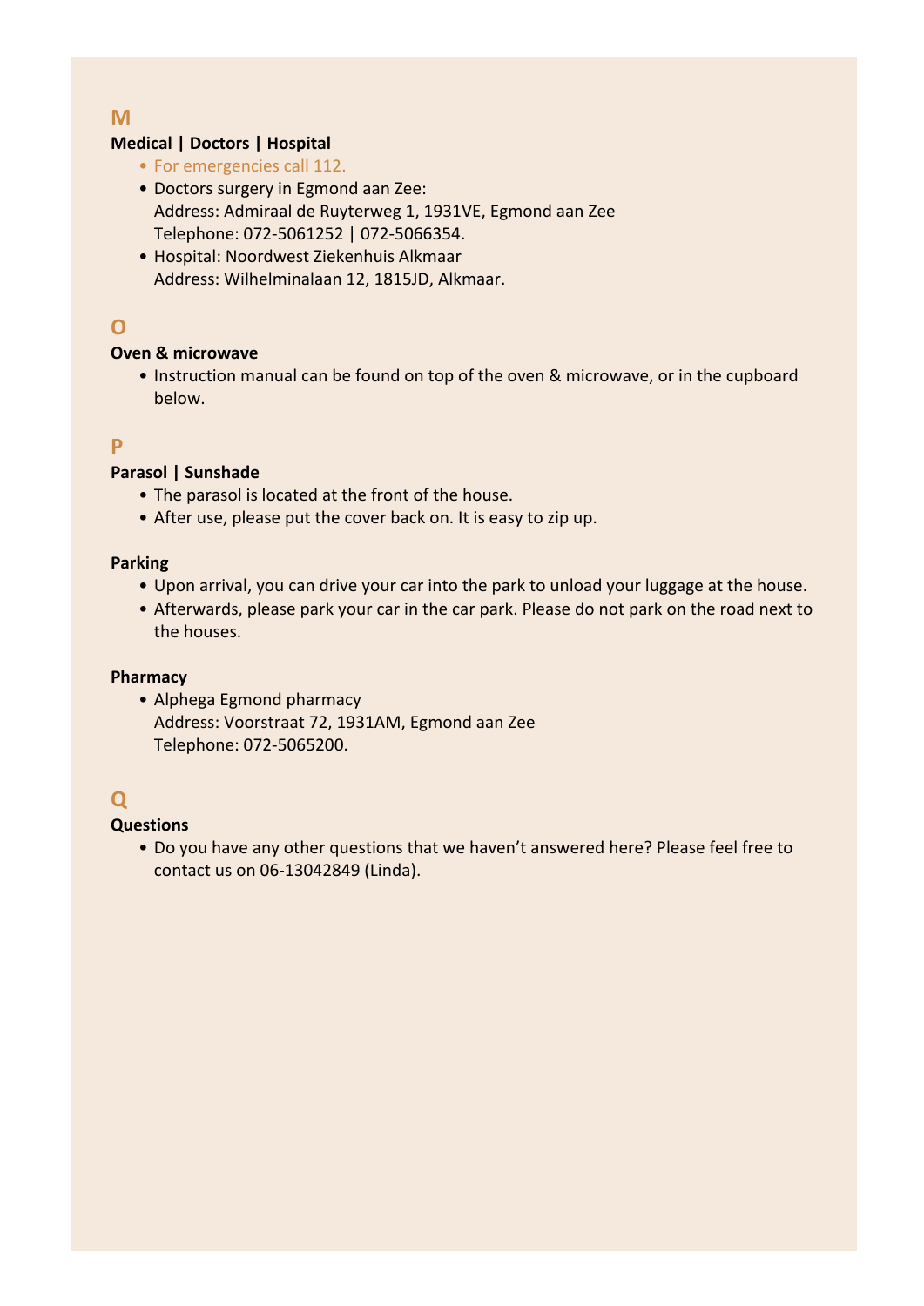## M

### Medical | Doctors | Hospital

- For emergencies call 112.
- Doctors surgery in Egmond aan Zee:
  Address: Admiraal de Ruyterweg 1, 1931VE, Egmond aan Zee
  Telephone: 072-5061252 | 072-5066354.
- Hospital: Noordwest Ziekenhuis Alkmaar
  Address: Wilhelminalaan 12, 1815JD, Alkmaar.

## O

### Oven & microwave

- Instruction manual can be found on top of the oven & microwave, or in the cupboard below.

## P

### Parasol | Sunshade

- The parasol is located at the front of the house.
- After use, please put the cover back on. It is easy to zip up.

### Parking

- Upon arrival, you can drive your car into the park to unload your luggage at the house.
- Afterwards, please park your car in the car park. Please do not park on the road next to the houses.

### Pharmacy

- Alphega Egmond pharmacy
  Address: Voorstraat 72, 1931AM, Egmond aan Zee
  Telephone: 072-5065200.

## Q

### Questions

- Do you have any other questions that we haven't answered here? Please feel free to contact us on 06-13042849 (Linda).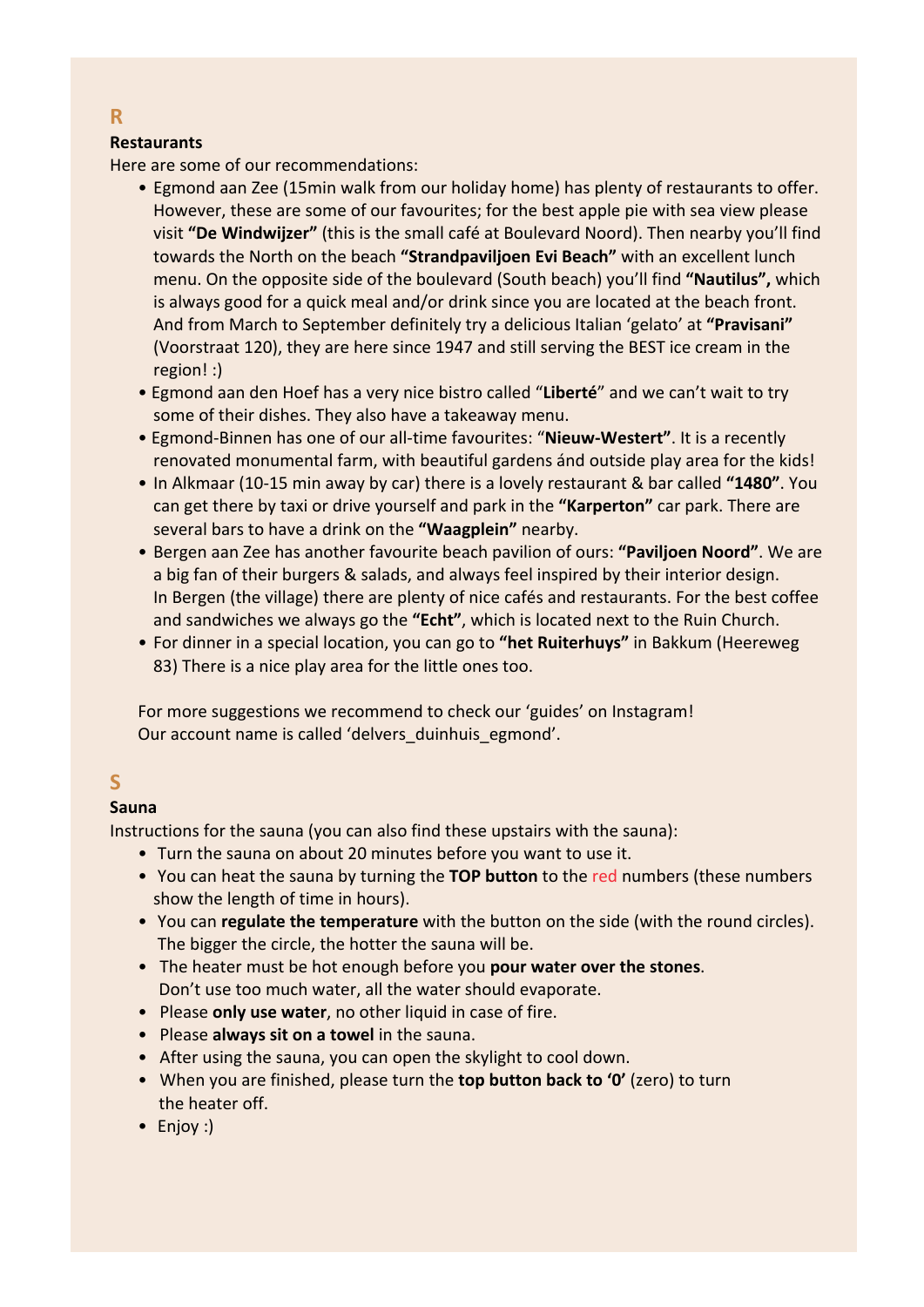## R

### Restaurants

Here are some of our recommendations:

- Egmond aan Zee (15min walk from our holiday home) has plenty of restaurants to offer. However, these are some of our favourites; for the best apple pie with sea view please visit **"De Windwijzer"** (this is the small café at Boulevard Noord). Then nearby you'll find towards the North on the beach **"Strandpaviljoen Evi Beach"** with an excellent lunch menu. On the opposite side of the boulevard (South beach) you'll find **"Nautilus",** which is always good for a quick meal and/or drink since you are located at the beach front. And from March to September definitely try a delicious Italian 'gelato' at **"Pravisani"** (Voorstraat 120), they are here since 1947 and still serving the BEST ice cream in the region! :)
- Egmond aan den Hoef has a very nice bistro called "**Liberté**" and we can't wait to try some of their dishes. They also have a takeaway menu.
- Egmond-Binnen has one of our all-time favourites: "**Nieuw-Westert"**. It is a recently renovated monumental farm, with beautiful gardens ánd outside play area for the kids!
- In Alkmaar (10-15 min away by car) there is a lovely restaurant & bar called **"1480"**. You can get there by taxi or drive yourself and park in the **"Karperton"** car park. There are several bars to have a drink on the **"Waagplein"** nearby.
- Bergen aan Zee has another favourite beach pavilion of ours: **"Paviljoen Noord"**. We are a big fan of their burgers & salads, and always feel inspired by their interior design. In Bergen (the village) there are plenty of nice cafés and restaurants. For the best coffee and sandwiches we always go the **"Echt"**, which is located next to the Ruin Church.
- For dinner in a special location, you can go to **"het Ruiterhuys"** in Bakkum (Heereweg 83) There is a nice play area for the little ones too.

For more suggestions we recommend to check our 'guides' on Instagram!
Our account name is called 'delvers_duinhuis_egmond'.

## S

### Sauna

Instructions for the sauna (you can also find these upstairs with the sauna):

- Turn the sauna on about 20 minutes before you want to use it.
- You can heat the sauna by turning the **TOP button** to the red numbers (these numbers show the length of time in hours).
- You can **regulate the temperature** with the button on the side (with the round circles). The bigger the circle, the hotter the sauna will be.
- The heater must be hot enough before you **pour water over the stones**. Don't use too much water, all the water should evaporate.
- Please **only use water**, no other liquid in case of fire.
- Please **always sit on a towel** in the sauna.
- After using the sauna, you can open the skylight to cool down.
- When you are finished, please turn the **top button back to '0'** (zero) to turn the heater off.
- Enjoy :)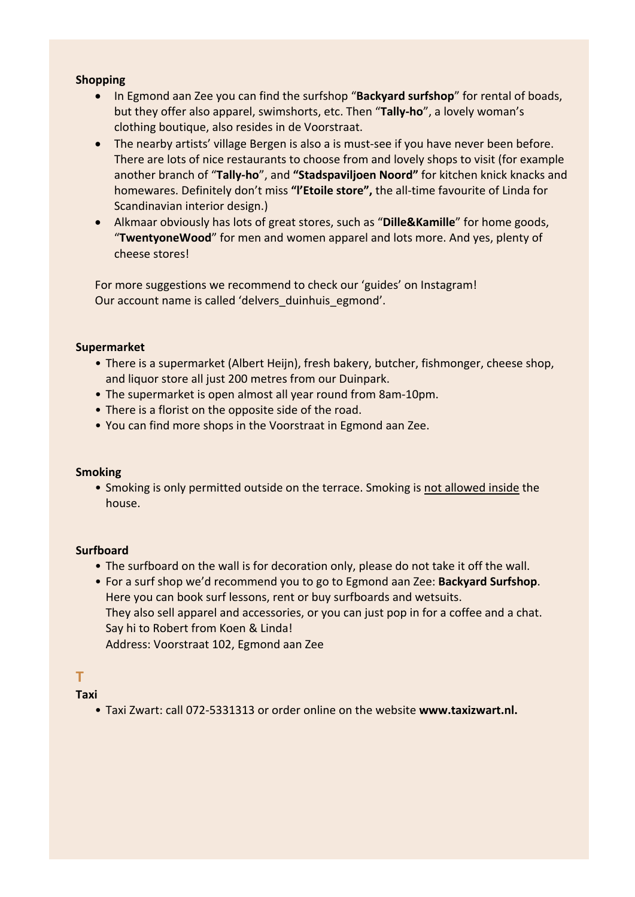**Shopping**

- In Egmond aan Zee you can find the surfshop "**Backyard surfshop**" for rental of boads, but they offer also apparel, swimshorts, etc. Then "**Tally-ho**", a lovely woman's clothing boutique, also resides in de Voorstraat.
- The nearby artists' village Bergen is also a is must-see if you have never been before. There are lots of nice restaurants to choose from and lovely shops to visit (for example another branch of "**Tally-ho**", and **"Stadspaviljoen Noord"** for kitchen knick knacks and homewares. Definitely don't miss **"l'Etoile store",** the all-time favourite of Linda for Scandinavian interior design.)
- Alkmaar obviously has lots of great stores, such as "**Dille&Kamille**" for home goods, "**TwentyoneWood**" for men and women apparel and lots more. And yes, plenty of cheese stores!

For more suggestions we recommend to check our 'guides' on Instagram!
Our account name is called 'delvers_duinhuis_egmond'.

**Supermarket**

- There is a supermarket (Albert Heijn), fresh bakery, butcher, fishmonger, cheese shop, and liquor store all just 200 metres from our Duinpark.
- The supermarket is open almost all year round from 8am-10pm.
- There is a florist on the opposite side of the road.
- You can find more shops in the Voorstraat in Egmond aan Zee.

**Smoking**

- Smoking is only permitted outside on the terrace. Smoking is <u>not allowed inside</u> the house.

**Surfboard**

- The surfboard on the wall is for decoration only, please do not take it off the wall.
- For a surf shop we'd recommend you to go to Egmond aan Zee: **Backyard Surfshop**. Here you can book surf lessons, rent or buy surfboards and wetsuits.
  They also sell apparel and accessories, or you can just pop in for a coffee and a chat.
  Say hi to Robert from Koen & Linda!
  Address: Voorstraat 102, Egmond aan Zee

## T

**Taxi**

- Taxi Zwart: call 072-5331313 or order online on the website **www.taxizwart.nl.**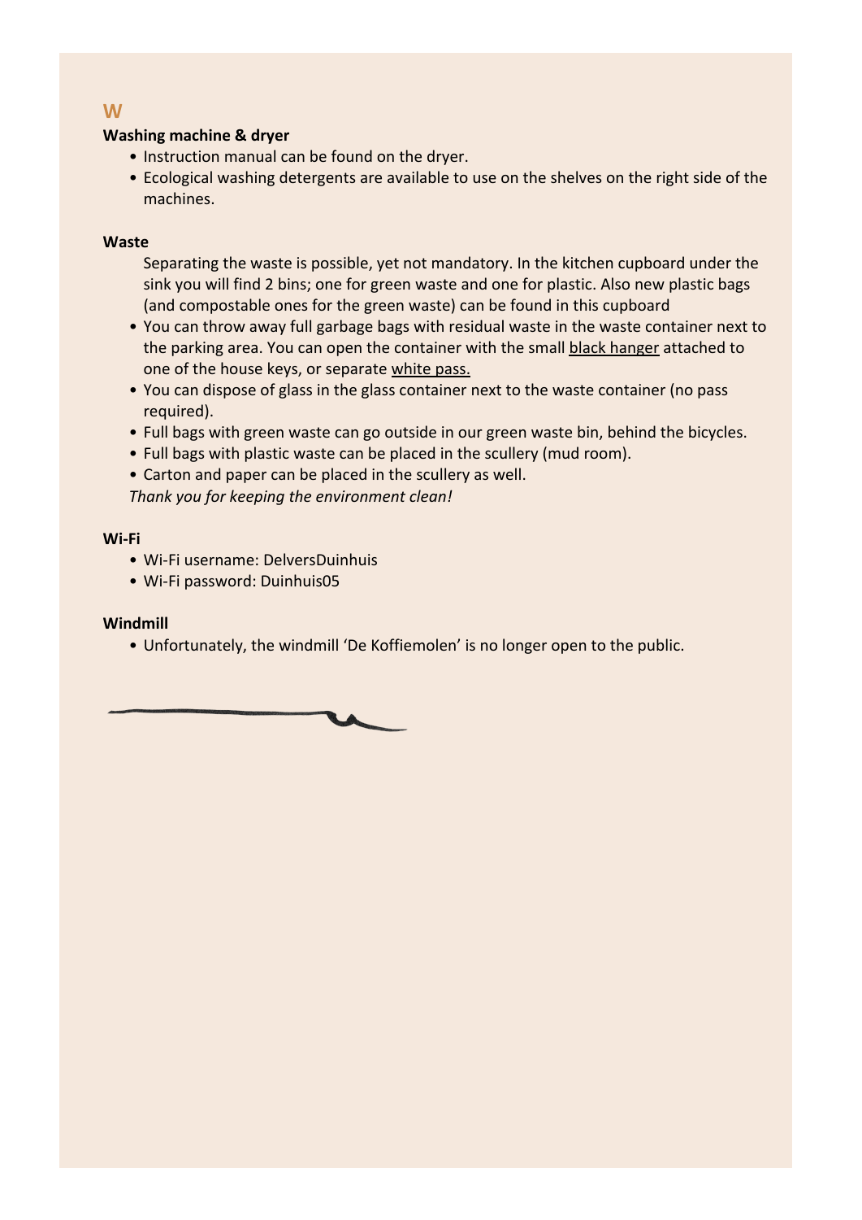## W

### Washing machine & dryer

- Instruction manual can be found on the dryer.
- Ecological washing detergents are available to use on the shelves on the right side of the machines.

### Waste

Separating the waste is possible, yet not mandatory. In the kitchen cupboard under the sink you will find 2 bins; one for green waste and one for plastic. Also new plastic bags (and compostable ones for the green waste) can be found in this cupboard

- You can throw away full garbage bags with residual waste in the waste container next to the parking area. You can open the container with the small black hanger attached to one of the house keys, or separate white pass.
- You can dispose of glass in the glass container next to the waste container (no pass required).
- Full bags with green waste can go outside in our green waste bin, behind the bicycles.
- Full bags with plastic waste can be placed in the scullery (mud room).
- Carton and paper can be placed in the scullery as well.

*Thank you for keeping the environment clean!*

### Wi-Fi

- Wi-Fi username: DelversDuinhuis
- Wi-Fi password: Duinhuis05

### Windmill

- Unfortunately, the windmill 'De Koffiemolen' is no longer open to the public.